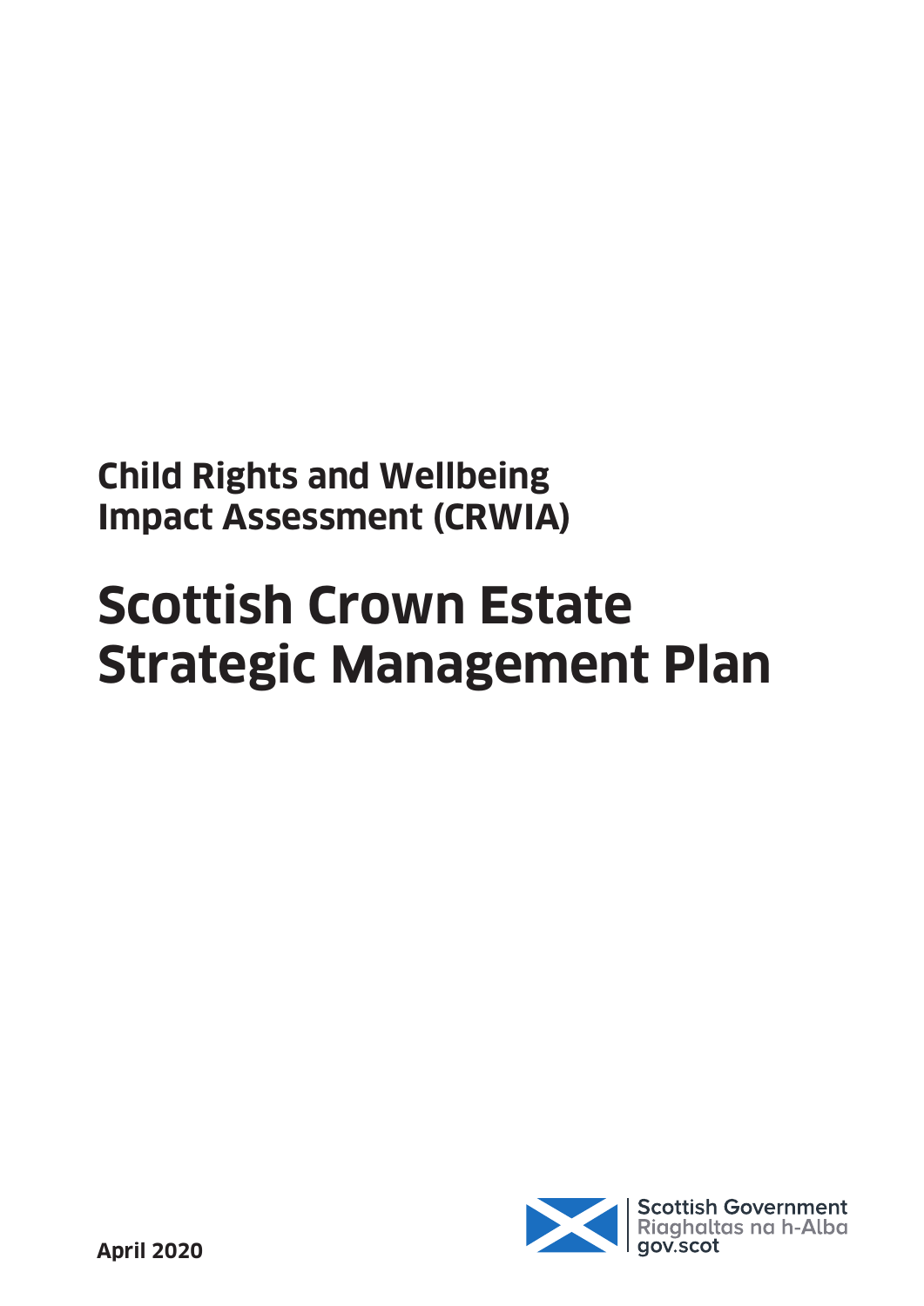## Child Rights and Wellbeing Impact Assessment (CRWIA)

# Scottish Crown Estate Strategic Management Plan

Scottish Government
Riaghaltas na h-Alba
gov.scot

**April 2020**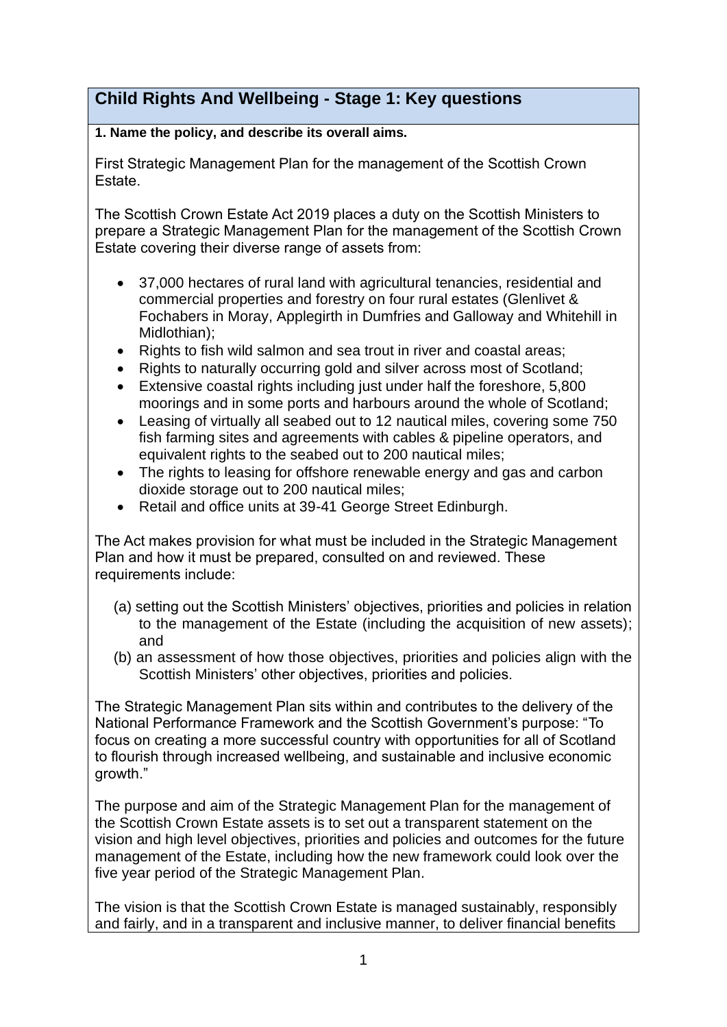## Child Rights And Wellbeing - Stage 1: Key questions

**1. Name the policy, and describe its overall aims.**

First Strategic Management Plan for the management of the Scottish Crown Estate.

The Scottish Crown Estate Act 2019 places a duty on the Scottish Ministers to prepare a Strategic Management Plan for the management of the Scottish Crown Estate covering their diverse range of assets from:

- 37,000 hectares of rural land with agricultural tenancies, residential and commercial properties and forestry on four rural estates (Glenlivet & Fochabers in Moray, Applegirth in Dumfries and Galloway and Whitehill in Midlothian);
- Rights to fish wild salmon and sea trout in river and coastal areas;
- Rights to naturally occurring gold and silver across most of Scotland;
- Extensive coastal rights including just under half the foreshore, 5,800 moorings and in some ports and harbours around the whole of Scotland;
- Leasing of virtually all seabed out to 12 nautical miles, covering some 750 fish farming sites and agreements with cables & pipeline operators, and equivalent rights to the seabed out to 200 nautical miles;
- The rights to leasing for offshore renewable energy and gas and carbon dioxide storage out to 200 nautical miles;
- Retail and office units at 39-41 George Street Edinburgh.

The Act makes provision for what must be included in the Strategic Management Plan and how it must be prepared, consulted on and reviewed. These requirements include:

(a) setting out the Scottish Ministers' objectives, priorities and policies in relation to the management of the Estate (including the acquisition of new assets); and

(b) an assessment of how those objectives, priorities and policies align with the Scottish Ministers' other objectives, priorities and policies.

The Strategic Management Plan sits within and contributes to the delivery of the National Performance Framework and the Scottish Government's purpose: "To focus on creating a more successful country with opportunities for all of Scotland to flourish through increased wellbeing, and sustainable and inclusive economic growth."

The purpose and aim of the Strategic Management Plan for the management of the Scottish Crown Estate assets is to set out a transparent statement on the vision and high level objectives, priorities and policies and outcomes for the future management of the Estate, including how the new framework could look over the five year period of the Strategic Management Plan.

The vision is that the Scottish Crown Estate is managed sustainably, responsibly and fairly, and in a transparent and inclusive manner, to deliver financial benefits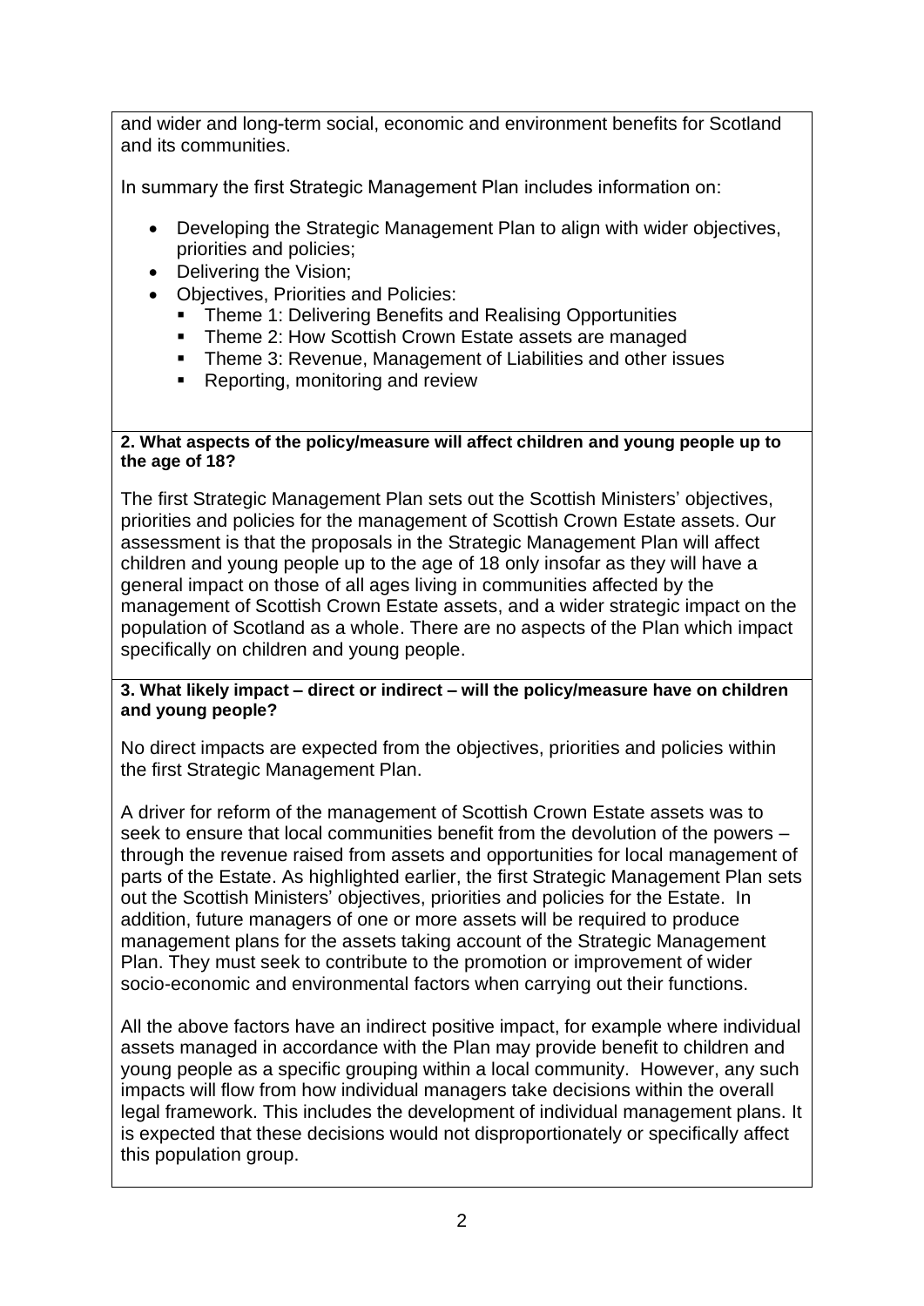and wider and long-term social, economic and environment benefits for Scotland and its communities.

In summary the first Strategic Management Plan includes information on:

- Developing the Strategic Management Plan to align with wider objectives, priorities and policies;
- Delivering the Vision;
- Objectives, Priorities and Policies:
  - Theme 1: Delivering Benefits and Realising Opportunities
  - Theme 2: How Scottish Crown Estate assets are managed
  - Theme 3: Revenue, Management of Liabilities and other issues
  - Reporting, monitoring and review

**2. What aspects of the policy/measure will affect children and young people up to the age of 18?**

The first Strategic Management Plan sets out the Scottish Ministers' objectives, priorities and policies for the management of Scottish Crown Estate assets. Our assessment is that the proposals in the Strategic Management Plan will affect children and young people up to the age of 18 only insofar as they will have a general impact on those of all ages living in communities affected by the management of Scottish Crown Estate assets, and a wider strategic impact on the population of Scotland as a whole. There are no aspects of the Plan which impact specifically on children and young people.

**3. What likely impact – direct or indirect – will the policy/measure have on children and young people?**

No direct impacts are expected from the objectives, priorities and policies within the first Strategic Management Plan.

A driver for reform of the management of Scottish Crown Estate assets was to seek to ensure that local communities benefit from the devolution of the powers – through the revenue raised from assets and opportunities for local management of parts of the Estate. As highlighted earlier, the first Strategic Management Plan sets out the Scottish Ministers' objectives, priorities and policies for the Estate. In addition, future managers of one or more assets will be required to produce management plans for the assets taking account of the Strategic Management Plan. They must seek to contribute to the promotion or improvement of wider socio-economic and environmental factors when carrying out their functions.

All the above factors have an indirect positive impact, for example where individual assets managed in accordance with the Plan may provide benefit to children and young people as a specific grouping within a local community. However, any such impacts will flow from how individual managers take decisions within the overall legal framework. This includes the development of individual management plans. It is expected that these decisions would not disproportionately or specifically affect this population group.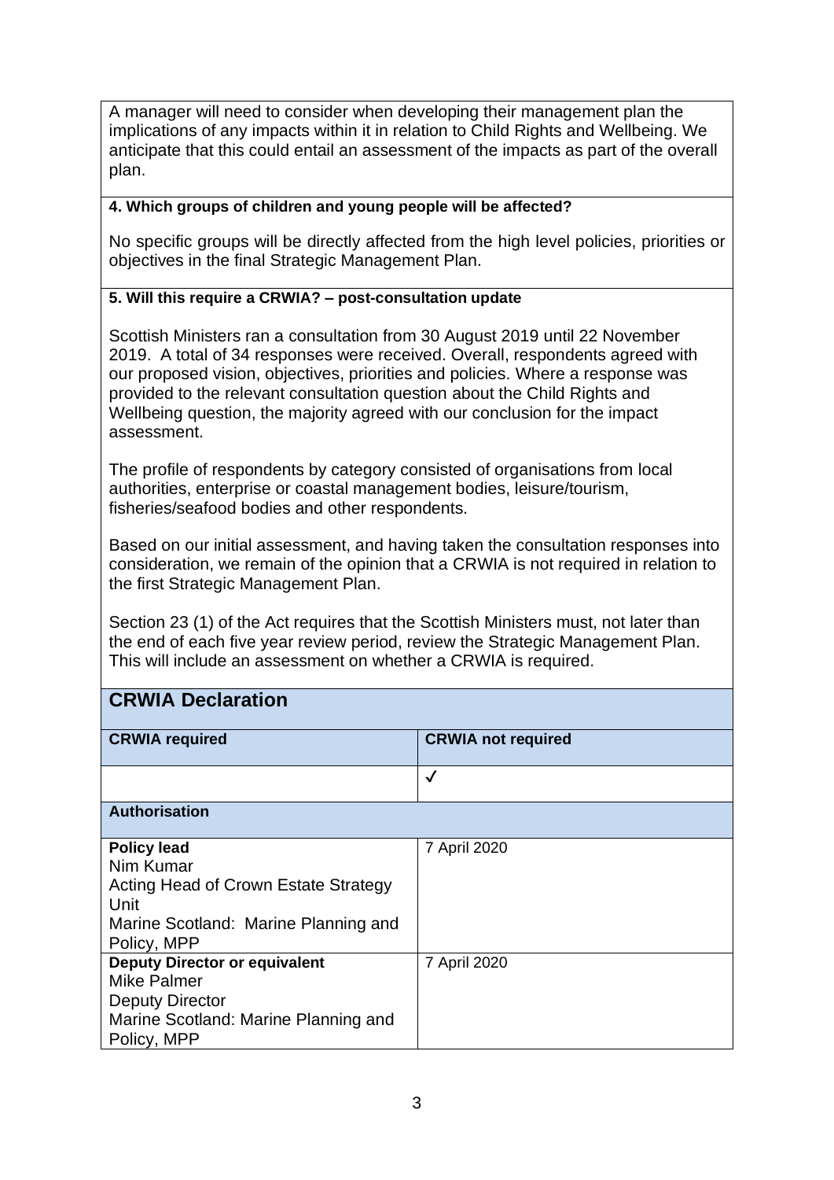A manager will need to consider when developing their management plan the implications of any impacts within it in relation to Child Rights and Wellbeing. We anticipate that this could entail an assessment of the impacts as part of the overall plan.

**4. Which groups of children and young people will be affected?**

No specific groups will be directly affected from the high level policies, priorities or objectives in the final Strategic Management Plan.

**5. Will this require a CRWIA? – post-consultation update**

Scottish Ministers ran a consultation from 30 August 2019 until 22 November 2019. A total of 34 responses were received. Overall, respondents agreed with our proposed vision, objectives, priorities and policies. Where a response was provided to the relevant consultation question about the Child Rights and Wellbeing question, the majority agreed with our conclusion for the impact assessment.

The profile of respondents by category consisted of organisations from local authorities, enterprise or coastal management bodies, leisure/tourism, fisheries/seafood bodies and other respondents.

Based on our initial assessment, and having taken the consultation responses into consideration, we remain of the opinion that a CRWIA is not required in relation to the first Strategic Management Plan.

Section 23 (1) of the Act requires that the Scottish Ministers must, not later than the end of each five year review period, review the Strategic Management Plan. This will include an assessment on whether a CRWIA is required.

## CRWIA Declaration

| **CRWIA required** | **CRWIA not required** |
|---|---|
| | ✓ |
| **Authorisation** | |
| **Policy lead**<br>Nim Kumar<br>Acting Head of Crown Estate Strategy Unit<br>Marine Scotland: Marine Planning and Policy, MPP | 7 April 2020 |
| **Deputy Director or equivalent**<br>Mike Palmer<br>Deputy Director<br>Marine Scotland: Marine Planning and Policy, MPP | 7 April 2020 |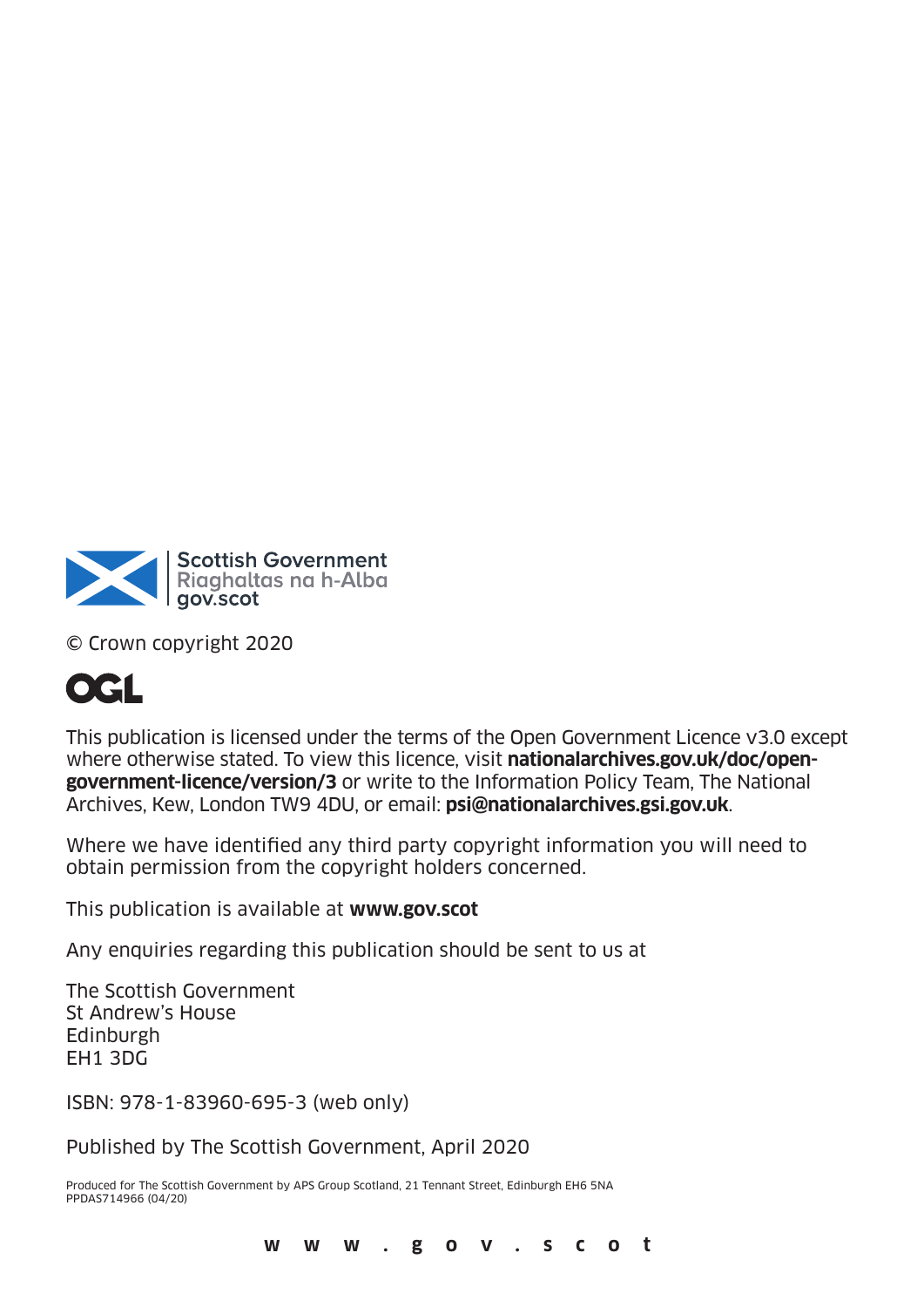Scottish Government
Riaghaltas na h-Alba
gov.scot

© Crown copyright 2020

OGL

This publication is licensed under the terms of the Open Government Licence v3.0 except where otherwise stated. To view this licence, visit **nationalarchives.gov.uk/doc/open-government-licence/version/3** or write to the Information Policy Team, The National Archives, Kew, London TW9 4DU, or email: **psi@nationalarchives.gsi.gov.uk**.

Where we have identified any third party copyright information you will need to obtain permission from the copyright holders concerned.

This publication is available at **www.gov.scot**

Any enquiries regarding this publication should be sent to us at

The Scottish Government
St Andrew's House
Edinburgh
EH1 3DG

ISBN: 978-1-83960-695-3 (web only)

Published by The Scottish Government, April 2020

Produced for The Scottish Government by APS Group Scotland, 21 Tennant Street, Edinburgh EH6 5NA
PPDAS714966 (04/20)

**w w w . g o v . s c o t**